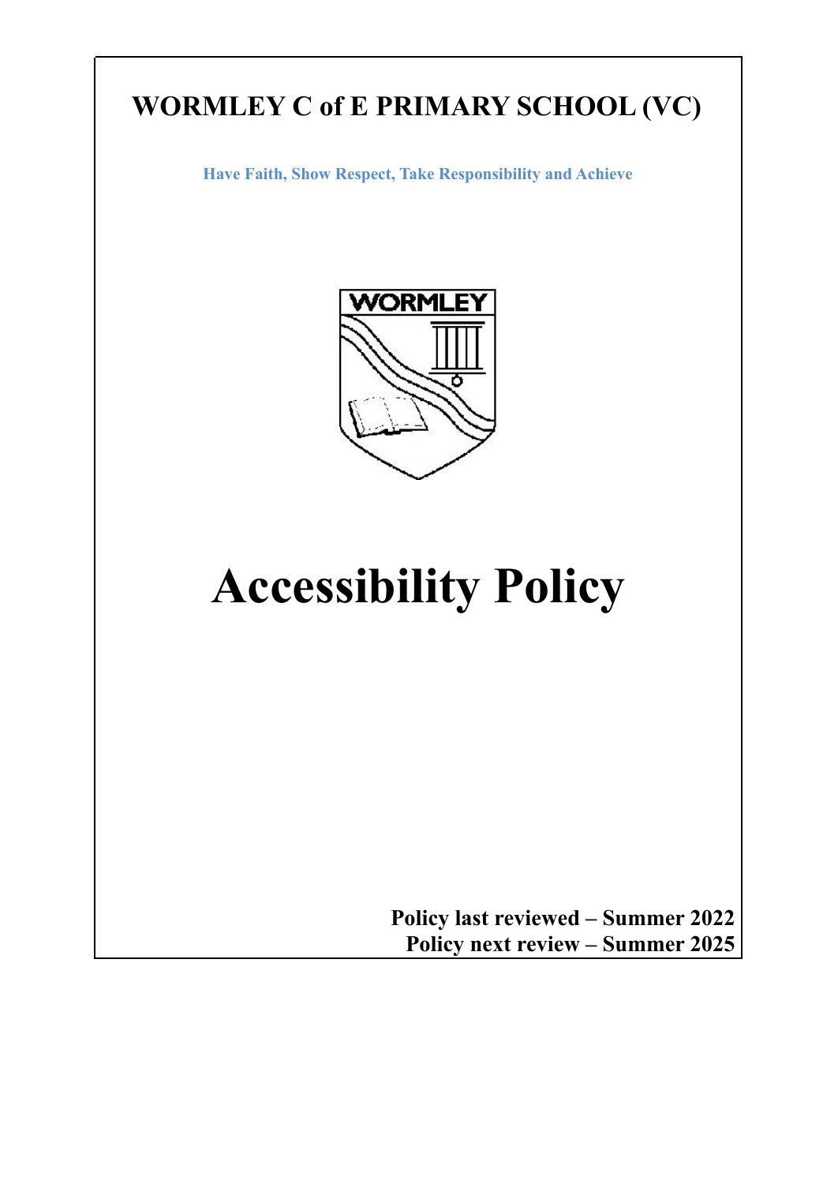# WORMLEY C of E PRIMARY SCHOOL (VC)

**Have Faith, Show Respect, Take Responsibility and Achieve**

# Accessibility Policy

**Policy last reviewed – Summer 2022**
**Policy next review – Summer 2025**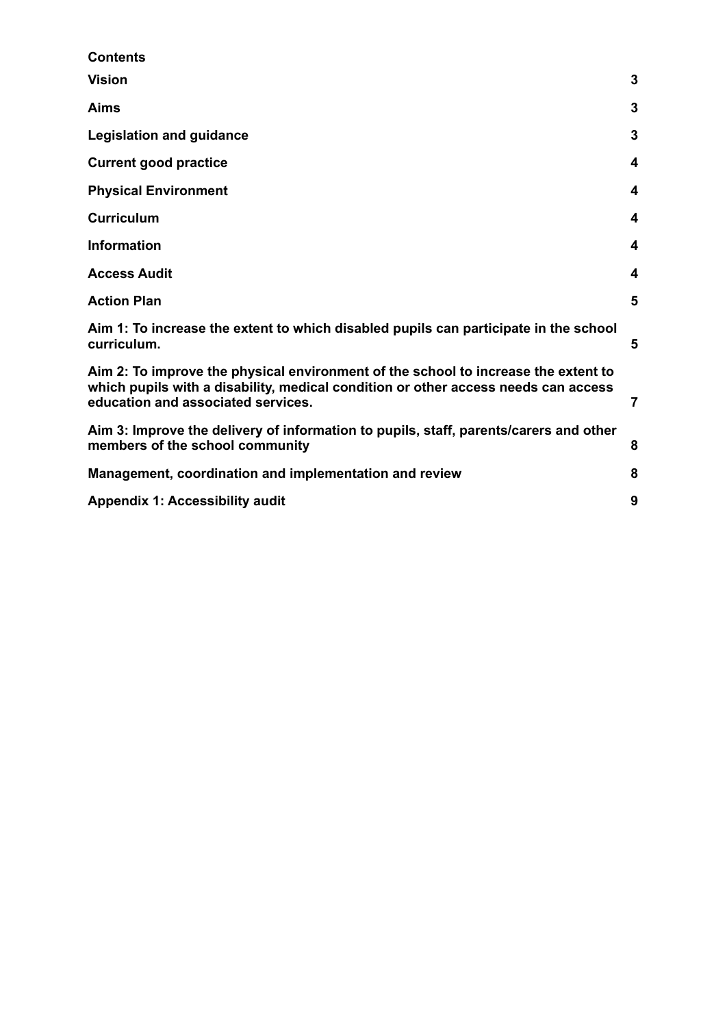**Contents**

| | |
|---|---|
| **Vision** | **3** |
| **Aims** | **3** |
| **Legislation and guidance** | **3** |
| **Current good practice** | **4** |
| **Physical Environment** | **4** |
| **Curriculum** | **4** |
| **Information** | **4** |
| **Access Audit** | **4** |
| **Action Plan** | **5** |
| **Aim 1: To increase the extent to which disabled pupils can participate in the school curriculum.** | **5** |
| **Aim 2: To improve the physical environment of the school to increase the extent to which pupils with a disability, medical condition or other access needs can access education and associated services.** | **7** |
| **Aim 3: Improve the delivery of information to pupils, staff, parents/carers and other members of the school community** | **8** |
| **Management, coordination and implementation and review** | **8** |
| **Appendix 1: Accessibility audit** | **9** |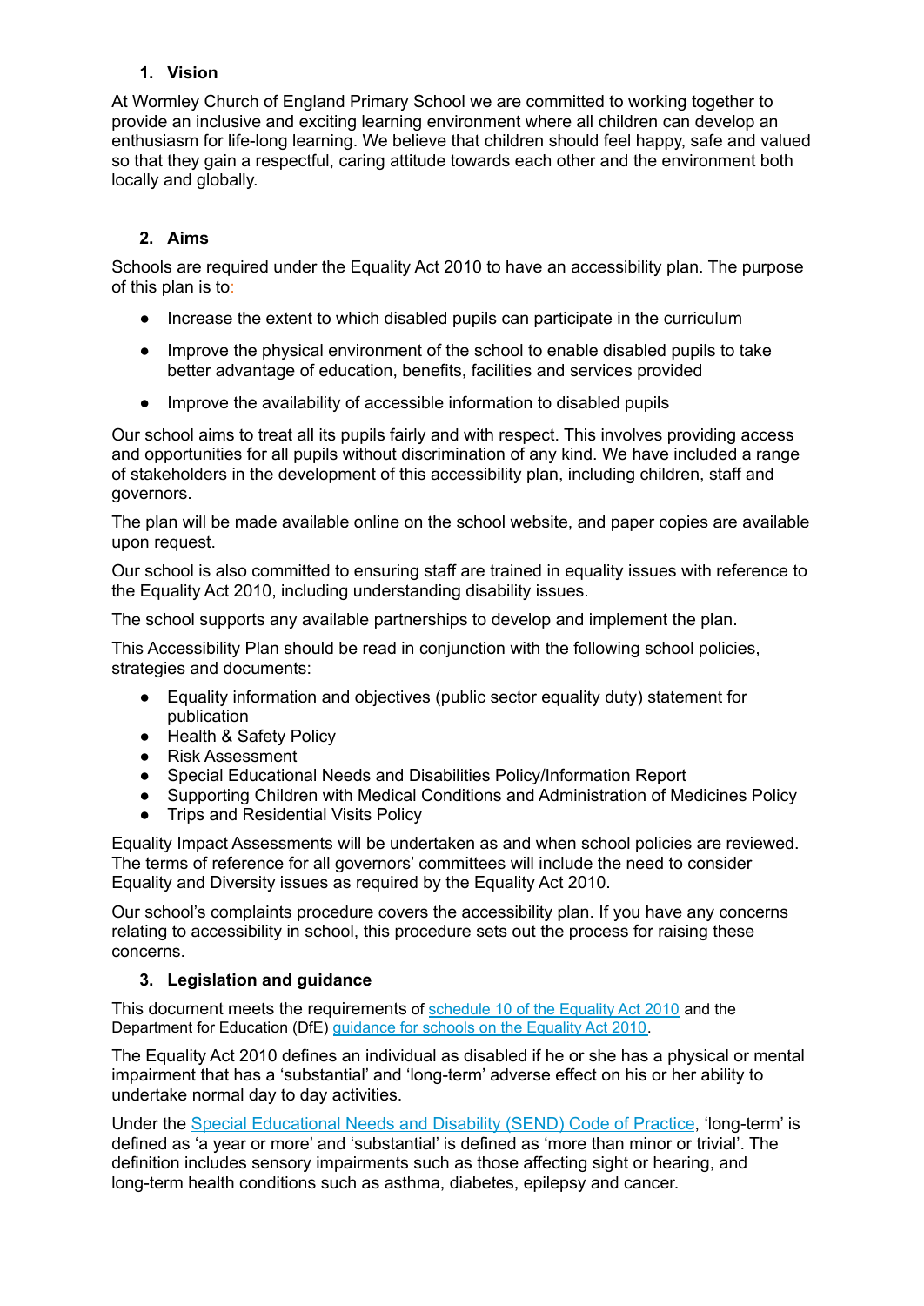## 1. Vision

At Wormley Church of England Primary School we are committed to working together to provide an inclusive and exciting learning environment where all children can develop an enthusiasm for life-long learning. We believe that children should feel happy, safe and valued so that they gain a respectful, caring attitude towards each other and the environment both locally and globally.

## 2. Aims

Schools are required under the Equality Act 2010 to have an accessibility plan. The purpose of this plan is to:

- Increase the extent to which disabled pupils can participate in the curriculum
- Improve the physical environment of the school to enable disabled pupils to take better advantage of education, benefits, facilities and services provided
- Improve the availability of accessible information to disabled pupils

Our school aims to treat all its pupils fairly and with respect. This involves providing access and opportunities for all pupils without discrimination of any kind. We have included a range of stakeholders in the development of this accessibility plan, including children, staff and governors.

The plan will be made available online on the school website, and paper copies are available upon request.

Our school is also committed to ensuring staff are trained in equality issues with reference to the Equality Act 2010, including understanding disability issues.

The school supports any available partnerships to develop and implement the plan.

This Accessibility Plan should be read in conjunction with the following school policies, strategies and documents:

- Equality information and objectives (public sector equality duty) statement for publication
- Health & Safety Policy
- Risk Assessment
- Special Educational Needs and Disabilities Policy/Information Report
- Supporting Children with Medical Conditions and Administration of Medicines Policy
- Trips and Residential Visits Policy

Equality Impact Assessments will be undertaken as and when school policies are reviewed. The terms of reference for all governors' committees will include the need to consider Equality and Diversity issues as required by the Equality Act 2010.

Our school's complaints procedure covers the accessibility plan. If you have any concerns relating to accessibility in school, this procedure sets out the process for raising these concerns.

## 3. Legislation and guidance

This document meets the requirements of schedule 10 of the Equality Act 2010 and the Department for Education (DfE) guidance for schools on the Equality Act 2010.

The Equality Act 2010 defines an individual as disabled if he or she has a physical or mental impairment that has a 'substantial' and 'long-term' adverse effect on his or her ability to undertake normal day to day activities.

Under the Special Educational Needs and Disability (SEND) Code of Practice, 'long-term' is defined as 'a year or more' and 'substantial' is defined as 'more than minor or trivial'. The definition includes sensory impairments such as those affecting sight or hearing, and long-term health conditions such as asthma, diabetes, epilepsy and cancer.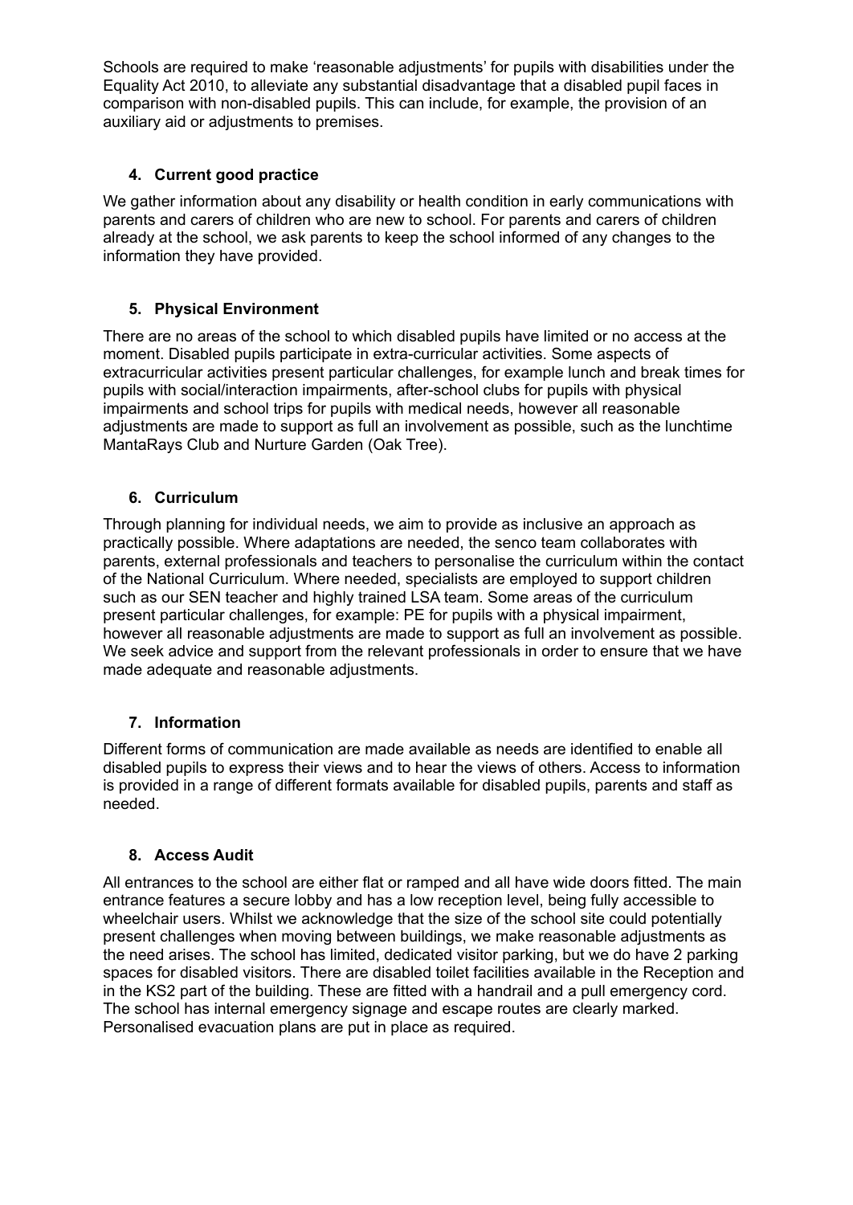Schools are required to make 'reasonable adjustments' for pupils with disabilities under the Equality Act 2010, to alleviate any substantial disadvantage that a disabled pupil faces in comparison with non-disabled pupils. This can include, for example, the provision of an auxiliary aid or adjustments to premises.

## 4. Current good practice

We gather information about any disability or health condition in early communications with parents and carers of children who are new to school. For parents and carers of children already at the school, we ask parents to keep the school informed of any changes to the information they have provided.

## 5. Physical Environment

There are no areas of the school to which disabled pupils have limited or no access at the moment. Disabled pupils participate in extra-curricular activities. Some aspects of extracurricular activities present particular challenges, for example lunch and break times for pupils with social/interaction impairments, after-school clubs for pupils with physical impairments and school trips for pupils with medical needs, however all reasonable adjustments are made to support as full an involvement as possible, such as the lunchtime MantaRays Club and Nurture Garden (Oak Tree).

## 6. Curriculum

Through planning for individual needs, we aim to provide as inclusive an approach as practically possible. Where adaptations are needed, the senco team collaborates with parents, external professionals and teachers to personalise the curriculum within the contact of the National Curriculum. Where needed, specialists are employed to support children such as our SEN teacher and highly trained LSA team. Some areas of the curriculum present particular challenges, for example: PE for pupils with a physical impairment, however all reasonable adjustments are made to support as full an involvement as possible. We seek advice and support from the relevant professionals in order to ensure that we have made adequate and reasonable adjustments.

## 7. Information

Different forms of communication are made available as needs are identified to enable all disabled pupils to express their views and to hear the views of others. Access to information is provided in a range of different formats available for disabled pupils, parents and staff as needed.

## 8. Access Audit

All entrances to the school are either flat or ramped and all have wide doors fitted. The main entrance features a secure lobby and has a low reception level, being fully accessible to wheelchair users. Whilst we acknowledge that the size of the school site could potentially present challenges when moving between buildings, we make reasonable adjustments as the need arises. The school has limited, dedicated visitor parking, but we do have 2 parking spaces for disabled visitors. There are disabled toilet facilities available in the Reception and in the KS2 part of the building. These are fitted with a handrail and a pull emergency cord. The school has internal emergency signage and escape routes are clearly marked. Personalised evacuation plans are put in place as required.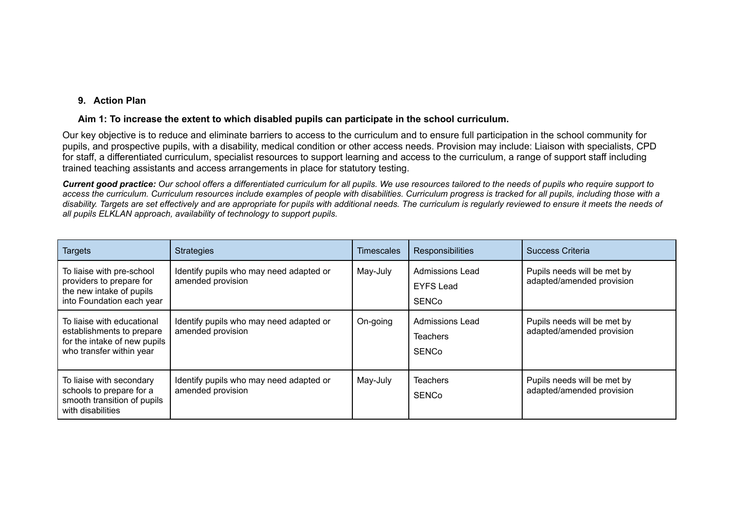## 9. Action Plan

### Aim 1: To increase the extent to which disabled pupils can participate in the school curriculum.

Our key objective is to reduce and eliminate barriers to access to the curriculum and to ensure full participation in the school community for pupils, and prospective pupils, with a disability, medical condition or other access needs. Provision may include: Liaison with specialists, CPD for staff, a differentiated curriculum, specialist resources to support learning and access to the curriculum, a range of support staff including trained teaching assistants and access arrangements in place for statutory testing.

***Current good practice:*** *Our school offers a differentiated curriculum for all pupils. We use resources tailored to the needs of pupils who require support to access the curriculum. Curriculum resources include examples of people with disabilities. Curriculum progress is tracked for all pupils, including those with a disability. Targets are set effectively and are appropriate for pupils with additional needs. The curriculum is regularly reviewed to ensure it meets the needs of all pupils ELKLAN approach, availability of technology to support pupils.*

| Targets | Strategies | Timescales | Responsibilities | Success Criteria |
|---|---|---|---|---|
| To liaise with pre-school providers to prepare for the new intake of pupils into Foundation each year | Identify pupils who may need adapted or amended provision | May-July | Admissions Lead<br>EYFS Lead<br>SENCo | Pupils needs will be met by adapted/amended provision |
| To liaise with educational establishments to prepare for the intake of new pupils who transfer within year | Identify pupils who may need adapted or amended provision | On-going | Admissions Lead<br>Teachers<br>SENCo | Pupils needs will be met by adapted/amended provision |
| To liaise with secondary schools to prepare for a smooth transition of pupils with disabilities | Identify pupils who may need adapted or amended provision | May-July | Teachers<br>SENCo | Pupils needs will be met by adapted/amended provision |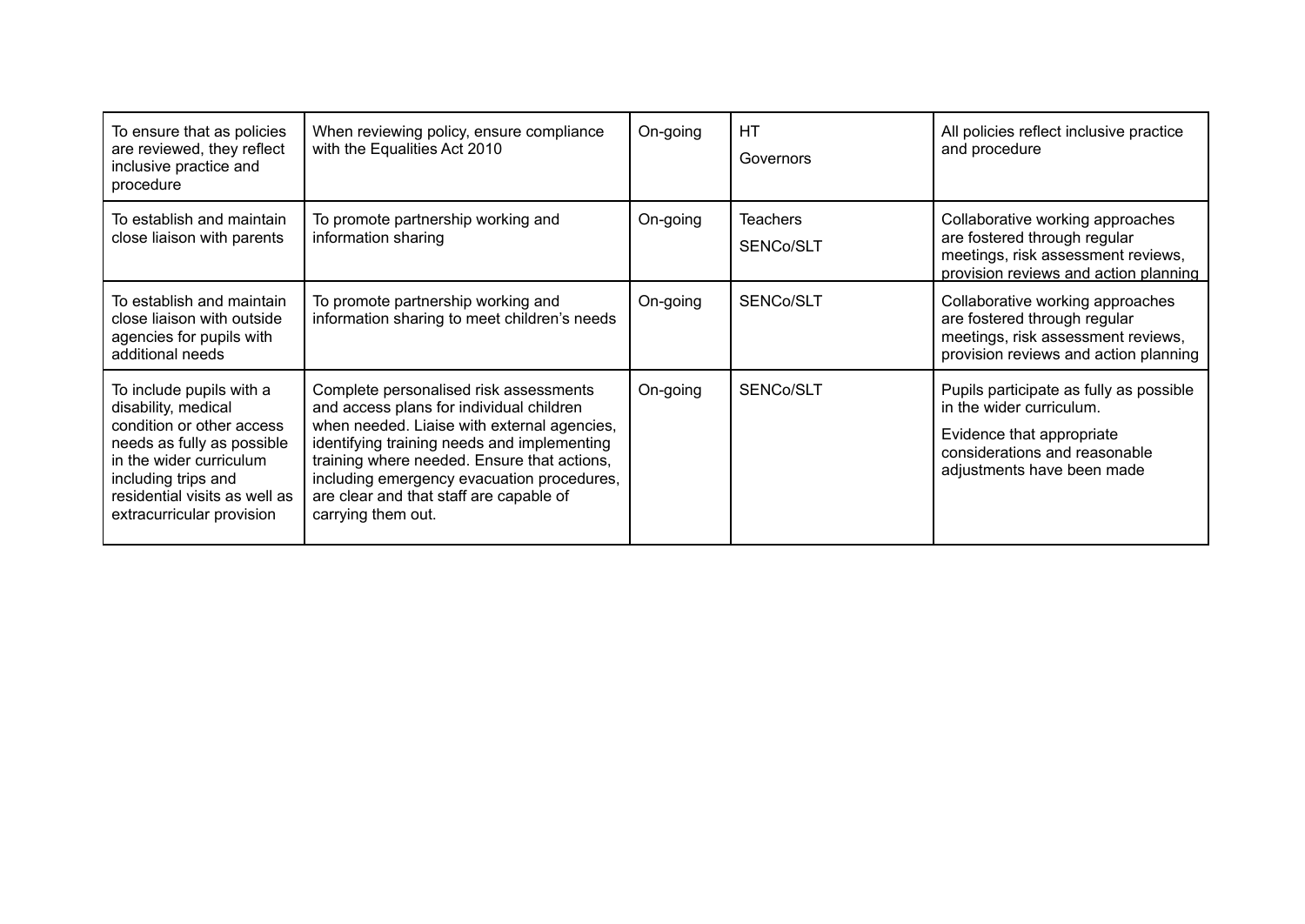| To ensure that as policies are reviewed, they reflect inclusive practice and procedure | When reviewing policy, ensure compliance with the Equalities Act 2010 | On-going | HT<br>Governors | All policies reflect inclusive practice and procedure |
|---|---|---|---|---|
| To establish and maintain close liaison with parents | To promote partnership working and information sharing | On-going | Teachers<br>SENCo/SLT | Collaborative working approaches are fostered through regular meetings, risk assessment reviews, provision reviews and action planning |
| To establish and maintain close liaison with outside agencies for pupils with additional needs | To promote partnership working and information sharing to meet children's needs | On-going | SENCo/SLT | Collaborative working approaches are fostered through regular meetings, risk assessment reviews, provision reviews and action planning |
| To include pupils with a disability, medical condition or other access needs as fully as possible in the wider curriculum including trips and residential visits as well as extracurricular provision | Complete personalised risk assessments and access plans for individual children when needed. Liaise with external agencies, identifying training needs and implementing training where needed. Ensure that actions, including emergency evacuation procedures, are clear and that staff are capable of carrying them out. | On-going | SENCo/SLT | Pupils participate as fully as possible in the wider curriculum.<br>Evidence that appropriate considerations and reasonable adjustments have been made |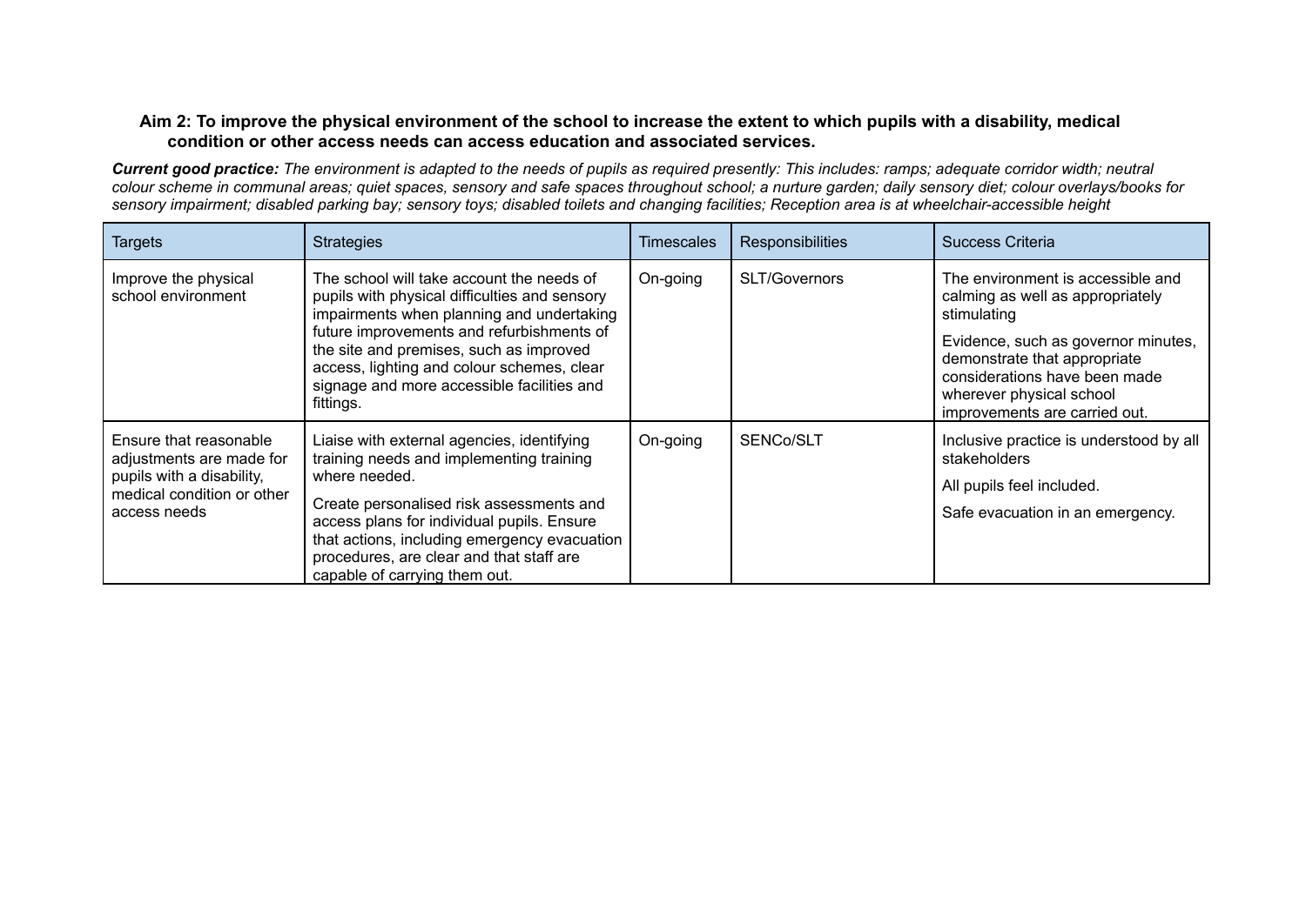**Aim 2: To improve the physical environment of the school to increase the extent to which pupils with a disability, medical condition or other access needs can access education and associated services.**

***Current good practice:*** *The environment is adapted to the needs of pupils as required presently: This includes: ramps; adequate corridor width; neutral colour scheme in communal areas; quiet spaces, sensory and safe spaces throughout school; a nurture garden; daily sensory diet; colour overlays/books for sensory impairment; disabled parking bay; sensory toys; disabled toilets and changing facilities; Reception area is at wheelchair-accessible height*

| Targets | Strategies | Timescales | Responsibilities | Success Criteria |
|---|---|---|---|---|
| Improve the physical school environment | The school will take account the needs of pupils with physical difficulties and sensory impairments when planning and undertaking future improvements and refurbishments of the site and premises, such as improved access, lighting and colour schemes, clear signage and more accessible facilities and fittings. | On-going | SLT/Governors | The environment is accessible and calming as well as appropriately stimulating<br><br>Evidence, such as governor minutes, demonstrate that appropriate considerations have been made wherever physical school improvements are carried out. |
| Ensure that reasonable adjustments are made for pupils with a disability, medical condition or other access needs | Liaise with external agencies, identifying training needs and implementing training where needed.<br><br>Create personalised risk assessments and access plans for individual pupils. Ensure that actions, including emergency evacuation procedures, are clear and that staff are capable of carrying them out. | On-going | SENCo/SLT | Inclusive practice is understood by all stakeholders<br><br>All pupils feel included.<br><br>Safe evacuation in an emergency. |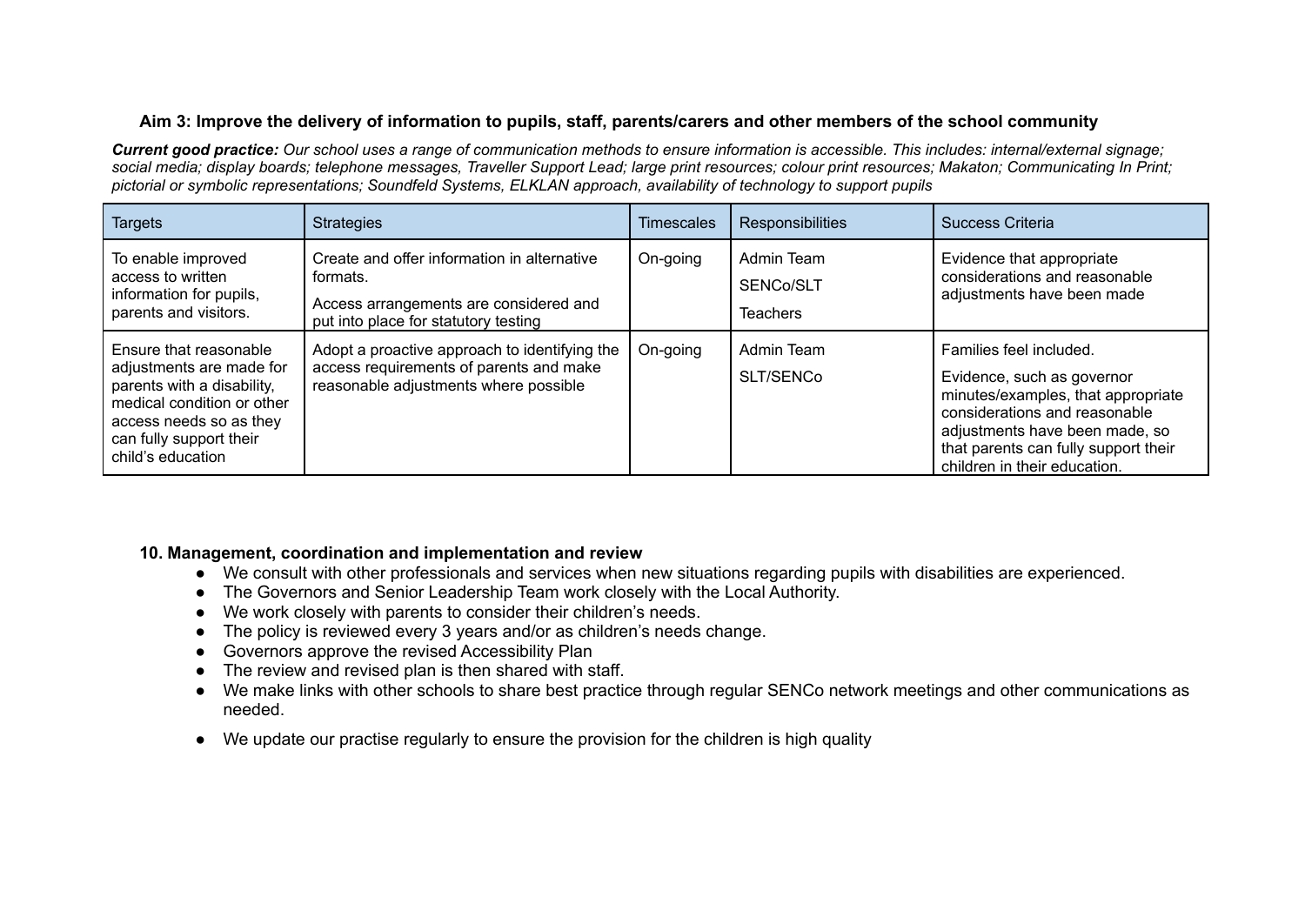**Aim 3: Improve the delivery of information to pupils, staff, parents/carers and other members of the school community**

***Current good practice:*** *Our school uses a range of communication methods to ensure information is accessible. This includes: internal/external signage; social media; display boards; telephone messages, Traveller Support Lead; large print resources; colour print resources; Makaton; Communicating In Print; pictorial or symbolic representations; Soundfeld Systems, ELKLAN approach, availability of technology to support pupils*

| Targets | Strategies | Timescales | Responsibilities | Success Criteria |
|---|---|---|---|---|
| To enable improved access to written information for pupils, parents and visitors. | Create and offer information in alternative formats.<br>Access arrangements are considered and put into place for statutory testing | On-going | Admin Team<br>SENCo/SLT<br>Teachers | Evidence that appropriate considerations and reasonable adjustments have been made |
| Ensure that reasonable adjustments are made for parents with a disability, medical condition or other access needs so as they can fully support their child's education | Adopt a proactive approach to identifying the access requirements of parents and make reasonable adjustments where possible | On-going | Admin Team<br>SLT/SENCo | Families feel included.<br>Evidence, such as governor minutes/examples, that appropriate considerations and reasonable adjustments have been made, so that parents can fully support their children in their education. |

**10. Management, coordination and implementation and review**

- We consult with other professionals and services when new situations regarding pupils with disabilities are experienced.
- The Governors and Senior Leadership Team work closely with the Local Authority.
- We work closely with parents to consider their children's needs.
- The policy is reviewed every 3 years and/or as children's needs change.
- Governors approve the revised Accessibility Plan
- The review and revised plan is then shared with staff.
- We make links with other schools to share best practice through regular SENCo network meetings and other communications as needed.
- We update our practise regularly to ensure the provision for the children is high quality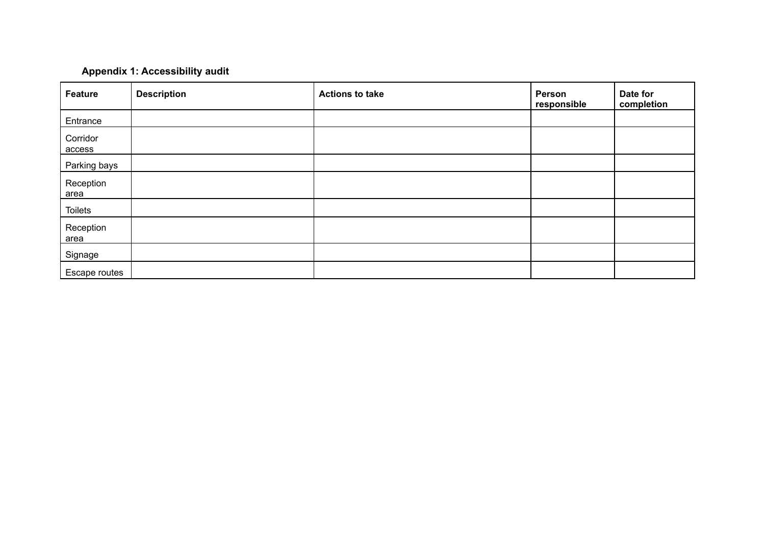**Appendix 1: Accessibility audit**

| Feature | Description | Actions to take | Person responsible | Date for completion |
|---|---|---|---|---|
| Entrance | | | | |
| Corridor access | | | | |
| Parking bays | | | | |
| Reception area | | | | |
| Toilets | | | | |
| Reception area | | | | |
| Signage | | | | |
| Escape routes | | | | |